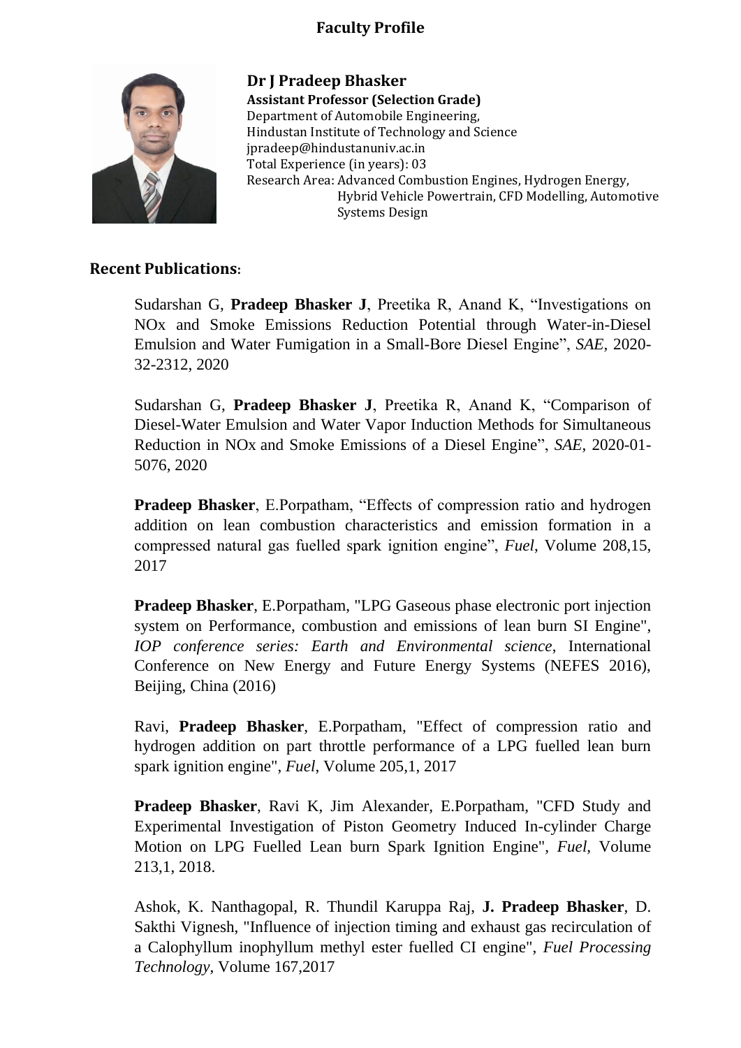# Faculty Profile

**Dr J Pradeep Bhasker**

**Assistant Professor (Selection Grade)**
Department of Automobile Engineering,
Hindustan Institute of Technology and Science
jpradeep@hindustanuniv.ac.in
Total Experience (in years): 03
Research Area: Advanced Combustion Engines, Hydrogen Energy, Hybrid Vehicle Powertrain, CFD Modelling, Automotive Systems Design

## Recent Publications:

Sudarshan G, **Pradeep Bhasker J**, Preetika R, Anand K, "Investigations on NOx and Smoke Emissions Reduction Potential through Water-in-Diesel Emulsion and Water Fumigation in a Small-Bore Diesel Engine", *SAE*, 2020-32-2312, 2020

Sudarshan G, **Pradeep Bhasker J**, Preetika R, Anand K, "Comparison of Diesel-Water Emulsion and Water Vapor Induction Methods for Simultaneous Reduction in NOx and Smoke Emissions of a Diesel Engine", *SAE*, 2020-01-5076, 2020

**Pradeep Bhasker**, E.Porpatham, "Effects of compression ratio and hydrogen addition on lean combustion characteristics and emission formation in a compressed natural gas fuelled spark ignition engine", *Fuel*, Volume 208,15, 2017

**Pradeep Bhasker**, E.Porpatham, "LPG Gaseous phase electronic port injection system on Performance, combustion and emissions of lean burn SI Engine", *IOP conference series: Earth and Environmental science*, International Conference on New Energy and Future Energy Systems (NEFES 2016), Beijing, China (2016)

Ravi, **Pradeep Bhasker**, E.Porpatham, "Effect of compression ratio and hydrogen addition on part throttle performance of a LPG fuelled lean burn spark ignition engine", *Fuel*, Volume 205,1, 2017

**Pradeep Bhasker**, Ravi K, Jim Alexander, E.Porpatham, "CFD Study and Experimental Investigation of Piston Geometry Induced In-cylinder Charge Motion on LPG Fuelled Lean burn Spark Ignition Engine", *Fuel*, Volume 213,1, 2018.

Ashok, K. Nanthagopal, R. Thundil Karuppa Raj, **J. Pradeep Bhasker**, D. Sakthi Vignesh, "Influence of injection timing and exhaust gas recirculation of a Calophyllum inophyllum methyl ester fuelled CI engine", *Fuel Processing Technology*, Volume 167,2017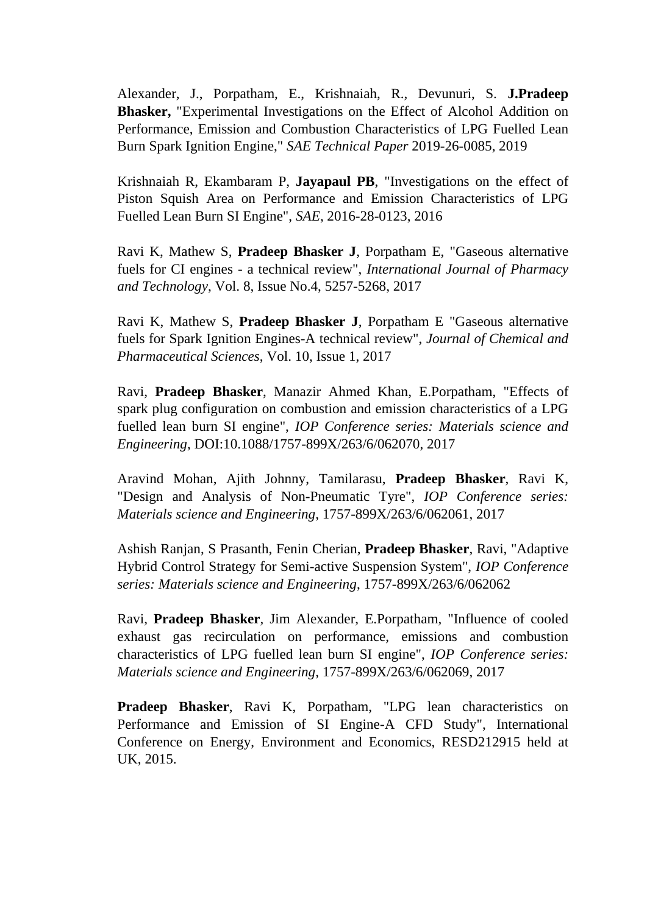Alexander, J., Porpatham, E., Krishnaiah, R., Devunuri, S. **J.Pradeep Bhasker,** "Experimental Investigations on the Effect of Alcohol Addition on Performance, Emission and Combustion Characteristics of LPG Fuelled Lean Burn Spark Ignition Engine," *SAE Technical Paper* 2019-26-0085, 2019

Krishnaiah R, Ekambaram P, **Jayapaul PB**, "Investigations on the effect of Piston Squish Area on Performance and Emission Characteristics of LPG Fuelled Lean Burn SI Engine", *SAE*, 2016-28-0123, 2016

Ravi K, Mathew S, **Pradeep Bhasker J**, Porpatham E, "Gaseous alternative fuels for CI engines - a technical review", *International Journal of Pharmacy and Technology*, Vol. 8, Issue No.4, 5257-5268, 2017

Ravi K, Mathew S, **Pradeep Bhasker J**, Porpatham E "Gaseous alternative fuels for Spark Ignition Engines-A technical review", *Journal of Chemical and Pharmaceutical Sciences*, Vol. 10, Issue 1, 2017

Ravi, **Pradeep Bhasker**, Manazir Ahmed Khan, E.Porpatham, "Effects of spark plug configuration on combustion and emission characteristics of a LPG fuelled lean burn SI engine", *IOP Conference series: Materials science and Engineering*, DOI:10.1088/1757-899X/263/6/062070, 2017

Aravind Mohan, Ajith Johnny, Tamilarasu, **Pradeep Bhasker**, Ravi K, "Design and Analysis of Non-Pneumatic Tyre", *IOP Conference series: Materials science and Engineering*, 1757-899X/263/6/062061, 2017

Ashish Ranjan, S Prasanth, Fenin Cherian, **Pradeep Bhasker**, Ravi, "Adaptive Hybrid Control Strategy for Semi-active Suspension System", *IOP Conference series: Materials science and Engineering*, 1757-899X/263/6/062062

Ravi, **Pradeep Bhasker**, Jim Alexander, E.Porpatham, "Influence of cooled exhaust gas recirculation on performance, emissions and combustion characteristics of LPG fuelled lean burn SI engine", *IOP Conference series: Materials science and Engineering*, 1757-899X/263/6/062069, 2017

**Pradeep Bhasker**, Ravi K, Porpatham, "LPG lean characteristics on Performance and Emission of SI Engine-A CFD Study", International Conference on Energy, Environment and Economics, RESD212915 held at UK, 2015.